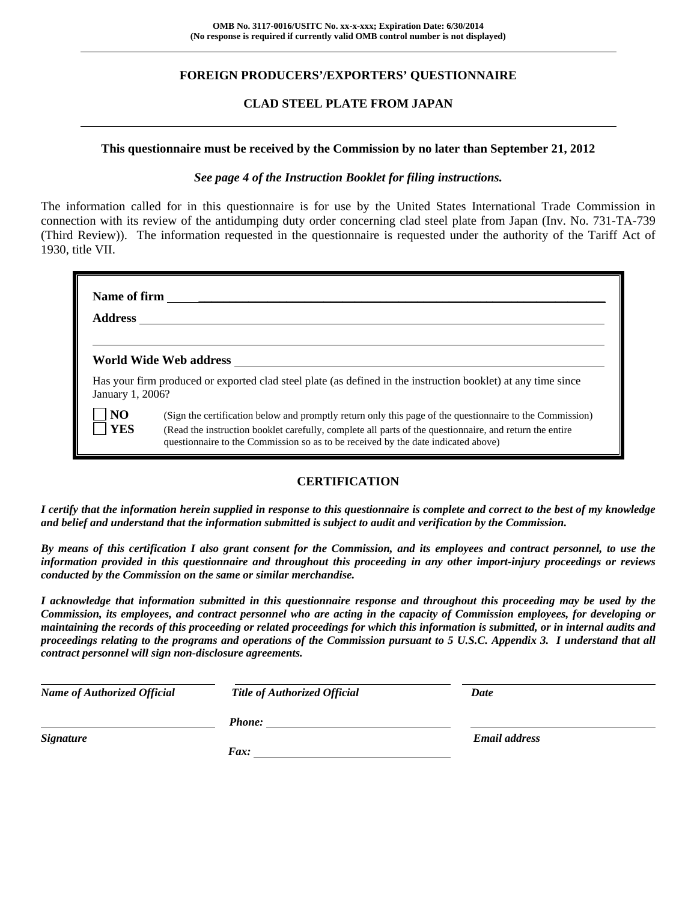**OMB No. 3117-0016/USITC No. xx-x-xxx; Expiration Date: 6/30/2014**
**(No response is required if currently valid OMB control number is not displayed)**

# FOREIGN PRODUCERS'/EXPORTERS' QUESTIONNAIRE

## CLAD STEEL PLATE FROM JAPAN

**This questionnaire must be received by the Commission by no later than September 21, 2012**

***See page 4 of the Instruction Booklet for filing instructions.***

The information called for in this questionnaire is for use by the United States International Trade Commission in connection with its review of the antidumping duty order concerning clad steel plate from Japan (Inv. No. 731-TA-739 (Third Review)). The information requested in the questionnaire is requested under the authority of the Tariff Act of 1930, title VII.

**Name of firm** ______________________________________________

**Address** ______________________________________________

______________________________________________

**World Wide Web address** ______________________________________________

Has your firm produced or exported clad steel plate (as defined in the instruction booklet) at any time since January 1, 2006?

- ☐ **NO** (Sign the certification below and promptly return only this page of the questionnaire to the Commission)
- ☐ **YES** (Read the instruction booklet carefully, complete all parts of the questionnaire, and return the entire questionnaire to the Commission so as to be received by the date indicated above)

## CERTIFICATION

***I certify that the information herein supplied in response to this questionnaire is complete and correct to the best of my knowledge and belief and understand that the information submitted is subject to audit and verification by the Commission.***

***By means of this certification I also grant consent for the Commission, and its employees and contract personnel, to use the information provided in this questionnaire and throughout this proceeding in any other import-injury proceedings or reviews conducted by the Commission on the same or similar merchandise.***

***I acknowledge that information submitted in this questionnaire response and throughout this proceeding may be used by the Commission, its employees, and contract personnel who are acting in the capacity of Commission employees, for developing or maintaining the records of this proceeding or related proceedings for which this information is submitted, or in internal audits and proceedings relating to the programs and operations of the Commission pursuant to 5 U.S.C. Appendix 3. I understand that all contract personnel will sign non-disclosure agreements.***

| ______________________ | ______________________ | ______________________ |
|---|---|---|
| ***Name of Authorized Official*** | ***Title of Authorized Official*** | ***Date*** |
| ______________________ | ***Phone:*** ______________________ | ______________________ |
| ***Signature*** | ***Fax:*** ______________________ | ***Email address*** |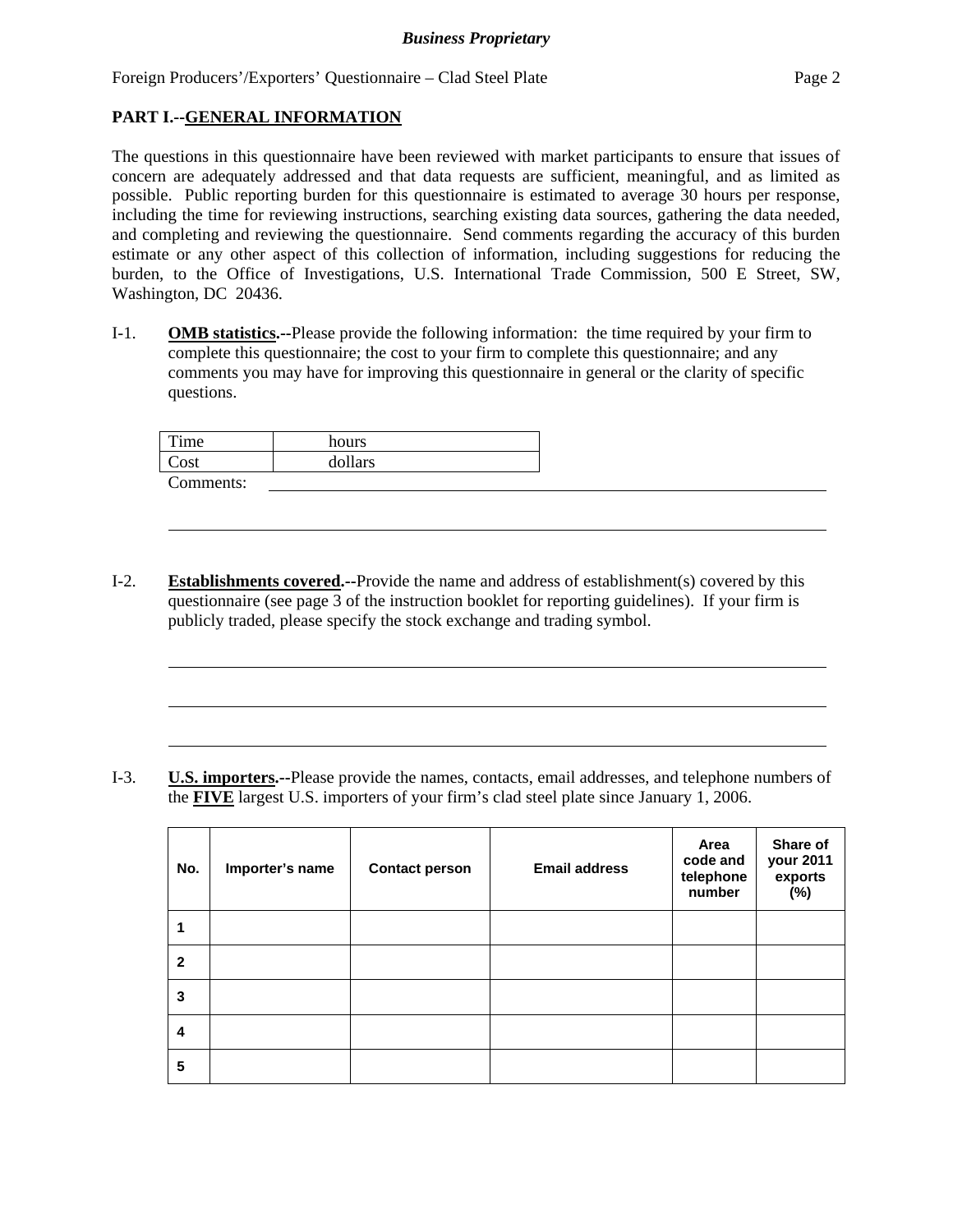## PART I.--GENERAL INFORMATION

The questions in this questionnaire have been reviewed with market participants to ensure that issues of concern are adequately addressed and that data requests are sufficient, meaningful, and as limited as possible. Public reporting burden for this questionnaire is estimated to average 30 hours per response, including the time for reviewing instructions, searching existing data sources, gathering the data needed, and completing and reviewing the questionnaire. Send comments regarding the accuracy of this burden estimate or any other aspect of this collection of information, including suggestions for reducing the burden, to the Office of Investigations, U.S. International Trade Commission, 500 E Street, SW, Washington, DC 20436.

I-1. **OMB statistics.--**Please provide the following information: the time required by your firm to complete this questionnaire; the cost to your firm to complete this questionnaire; and any comments you may have for improving this questionnaire in general or the clarity of specific questions.

| Time | hours |
|---|---|
| Cost | dollars |

Comments: ______________________________________________

______________________________________________

I-2. **Establishments covered.--**Provide the name and address of establishment(s) covered by this questionnaire (see page 3 of the instruction booklet for reporting guidelines). If your firm is publicly traded, please specify the stock exchange and trading symbol.

______________________________________________

______________________________________________

______________________________________________

I-3. **U.S. importers.--**Please provide the names, contacts, email addresses, and telephone numbers of the **FIVE** largest U.S. importers of your firm's clad steel plate since January 1, 2006.

| No. | Importer's name | Contact person | Email address | Area code and telephone number | Share of your 2011 exports (%) |
|---|---|---|---|---|---|
| 1 | | | | | |
| 2 | | | | | |
| 3 | | | | | |
| 4 | | | | | |
| 5 | | | | | |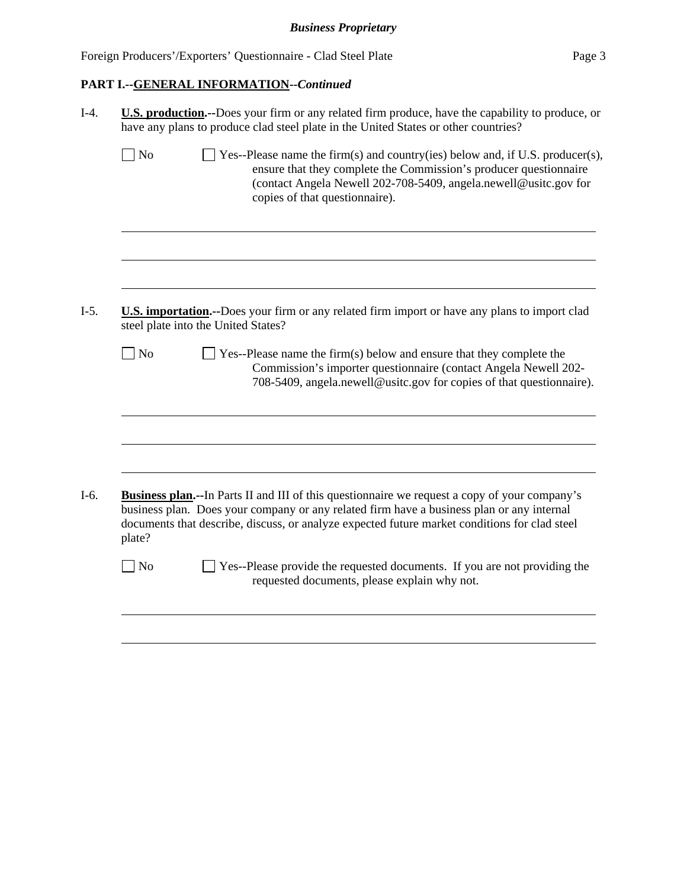## PART I.--GENERAL INFORMATION--*Continued*

I-4. **U.S. production.--**Does your firm or any related firm produce, have the capability to produce, or have any plans to produce clad steel plate in the United States or other countries?

☐ No ☐ Yes--Please name the firm(s) and country(ies) below and, if U.S. producer(s), ensure that they complete the Commission's producer questionnaire (contact Angela Newell 202-708-5409, angela.newell@usitc.gov for copies of that questionnaire).

______________________________________________________________________

______________________________________________________________________

______________________________________________________________________

I-5. **U.S. importation.--**Does your firm or any related firm import or have any plans to import clad steel plate into the United States?

☐ No ☐ Yes--Please name the firm(s) below and ensure that they complete the Commission's importer questionnaire (contact Angela Newell 202-708-5409, angela.newell@usitc.gov for copies of that questionnaire).

______________________________________________________________________

______________________________________________________________________

______________________________________________________________________

I-6. **Business plan.--**In Parts II and III of this questionnaire we request a copy of your company's business plan. Does your company or any related firm have a business plan or any internal documents that describe, discuss, or analyze expected future market conditions for clad steel plate?

☐ No ☐ Yes--Please provide the requested documents. If you are not providing the requested documents, please explain why not.

______________________________________________________________________

______________________________________________________________________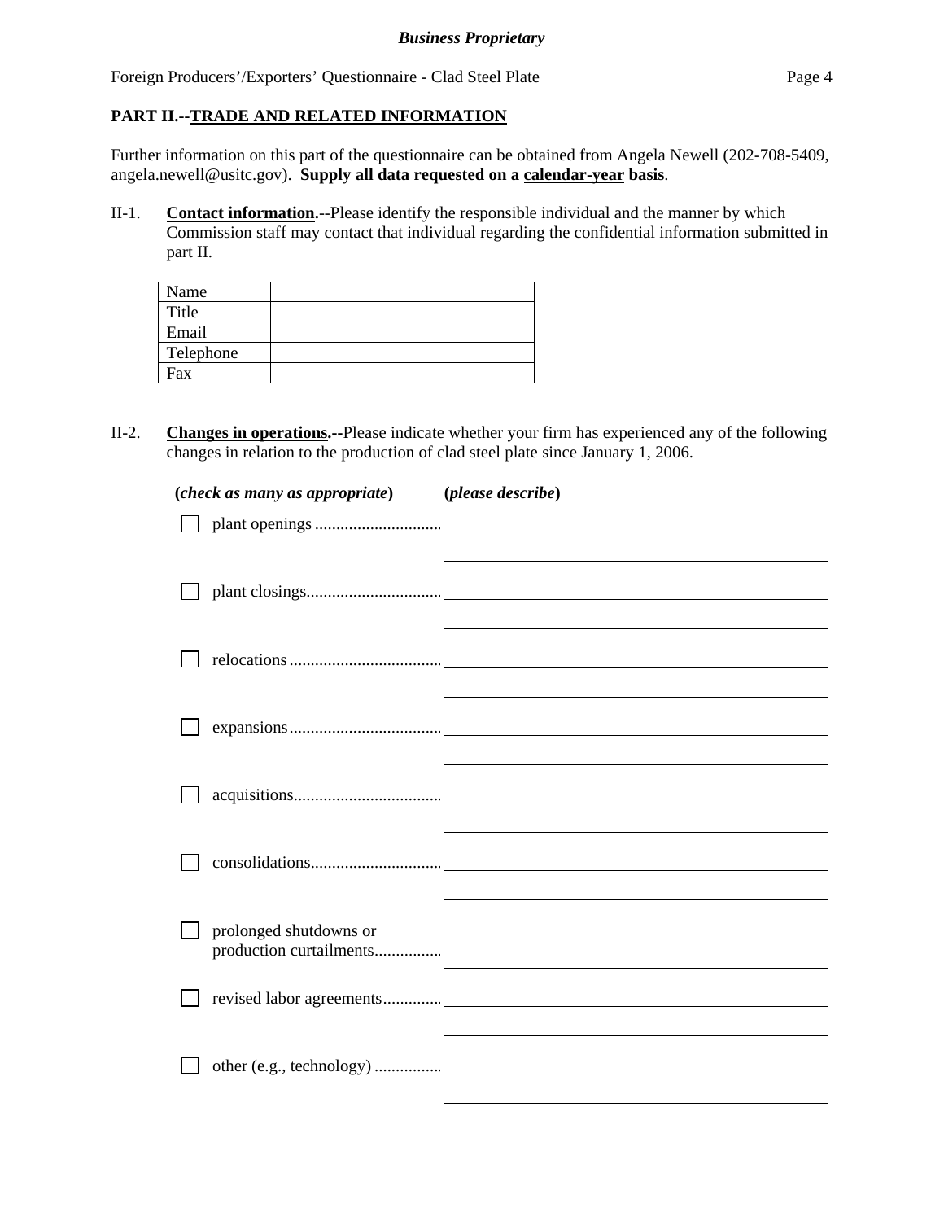**PART II.--TRADE AND RELATED INFORMATION**

Further information on this part of the questionnaire can be obtained from Angela Newell (202-708-5409, angela.newell@usitc.gov). **Supply all data requested on a calendar-year basis**.

II-1. **Contact information.**--Please identify the responsible individual and the manner by which Commission staff may contact that individual regarding the confidential information submitted in part II.

| Name | |
|---|---|
| Title | |
| Email | |
| Telephone | |
| Fax | |

II-2. **Changes in operations.--**Please indicate whether your firm has experienced any of the following changes in relation to the production of clad steel plate since January 1, 2006.

| (*check as many as appropriate*) | (*please describe*) |
|---|---|
| ☐ plant openings | |
| ☐ plant closings | |
| ☐ relocations | |
| ☐ expansions | |
| ☐ acquisitions | |
| ☐ consolidations | |
| ☐ prolonged shutdowns or production curtailments | |
| ☐ revised labor agreements | |
| ☐ other (e.g., technology) | |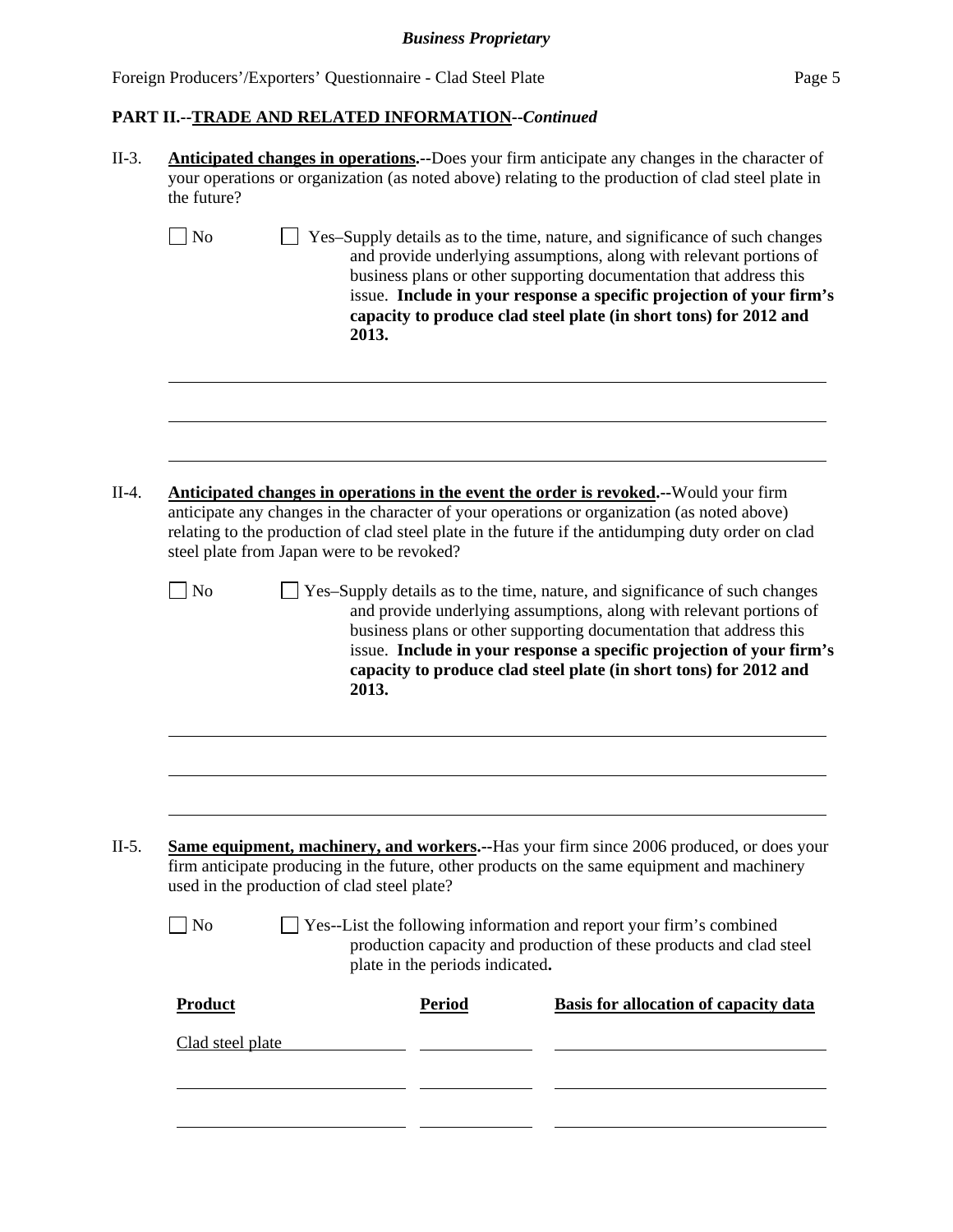## PART II.--TRADE AND RELATED INFORMATION--*Continued*

II-3. **Anticipated changes in operations.--**Does your firm anticipate any changes in the character of your operations or organization (as noted above) relating to the production of clad steel plate in the future?

☐ No ☐ Yes–Supply details as to the time, nature, and significance of such changes and provide underlying assumptions, along with relevant portions of business plans or other supporting documentation that address this issue. **Include in your response a specific projection of your firm's capacity to produce clad steel plate (in short tons) for 2012 and 2013.**

______________________________________________________________________

______________________________________________________________________

______________________________________________________________________

II-4. **Anticipated changes in operations in the event the order is revoked.--**Would your firm anticipate any changes in the character of your operations or organization (as noted above) relating to the production of clad steel plate in the future if the antidumping duty order on clad steel plate from Japan were to be revoked?

☐ No ☐ Yes–Supply details as to the time, nature, and significance of such changes and provide underlying assumptions, along with relevant portions of business plans or other supporting documentation that address this issue. **Include in your response a specific projection of your firm's capacity to produce clad steel plate (in short tons) for 2012 and 2013.**

______________________________________________________________________

______________________________________________________________________

______________________________________________________________________

II-5. **Same equipment, machinery, and workers.--**Has your firm since 2006 produced, or does your firm anticipate producing in the future, other products on the same equipment and machinery used in the production of clad steel plate?

☐ No ☐ Yes--List the following information and report your firm's combined production capacity and production of these products and clad steel plate in the periods indicated**.**

| Product | Period | Basis for allocation of capacity data |
|---|---|---|
| Clad steel plate | | |
| | | |
| | | |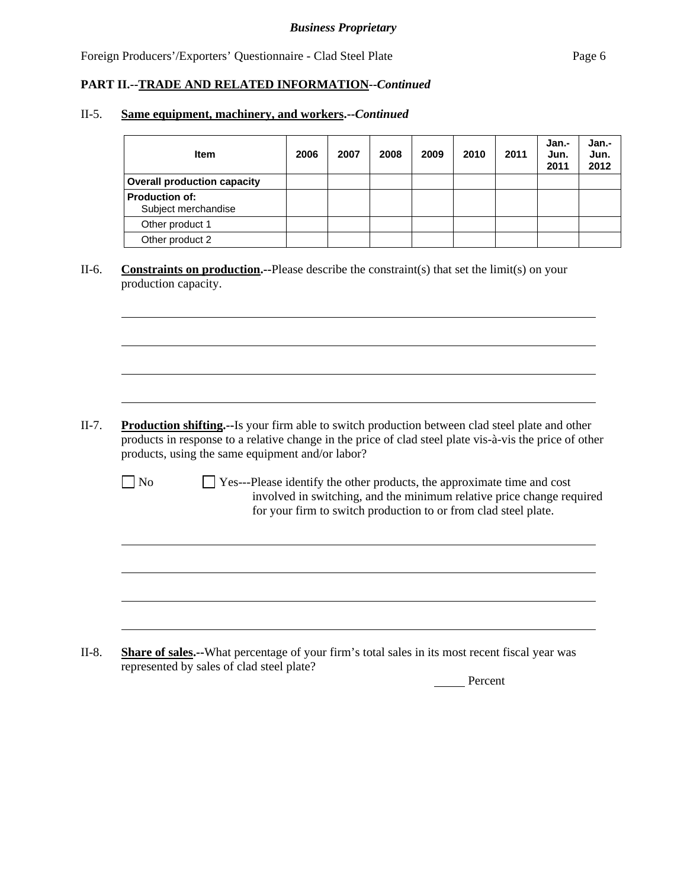**PART II.--TRADE AND RELATED INFORMATION--*Continued***

II-5. **Same equipment, machinery, and workers.--*Continued***

| Item | 2006 | 2007 | 2008 | 2009 | 2010 | 2011 | Jan.-Jun. 2011 | Jan.-Jun. 2012 |
|---|---|---|---|---|---|---|---|---|
| **Overall production capacity** | | | | | | | | |
| **Production of:** Subject merchandise | | | | | | | | |
| Other product 1 | | | | | | | | |
| Other product 2 | | | | | | | | |

II-6. **Constraints on production.--**Please describe the constraint(s) that set the limit(s) on your production capacity.

______________________________________________________________________

______________________________________________________________________

______________________________________________________________________

______________________________________________________________________

II-7. **Production shifting.--**Is your firm able to switch production between clad steel plate and other products in response to a relative change in the price of clad steel plate vis-à-vis the price of other products, using the same equipment and/or labor?

☐ No ☐ Yes---Please identify the other products, the approximate time and cost involved in switching, and the minimum relative price change required for your firm to switch production to or from clad steel plate.

______________________________________________________________________

______________________________________________________________________

______________________________________________________________________

______________________________________________________________________

II-8. **Share of sales.--**What percentage of your firm's total sales in its most recent fiscal year was represented by sales of clad steel plate?

_____ Percent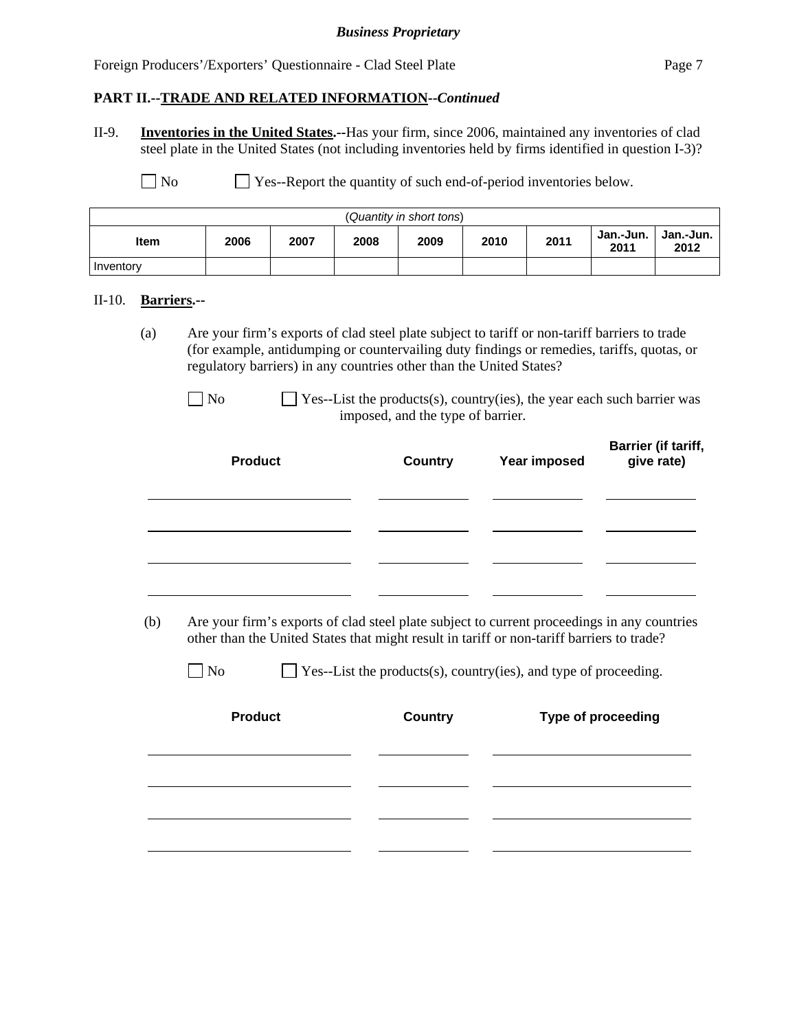**PART II.--TRADE AND RELATED INFORMATION--*Continued***

II-9. **Inventories in the United States.--**Has your firm, since 2006, maintained any inventories of clad steel plate in the United States (not including inventories held by firms identified in question I-3)?

☐ No ☐ Yes--Report the quantity of such end-of-period inventories below.

| (*Quantity in short tons*) | | | | | | | | |
|---|---|---|---|---|---|---|---|---|
| **Item** | **2006** | **2007** | **2008** | **2009** | **2010** | **2011** | **Jan.-Jun. 2011** | **Jan.-Jun. 2012** |
| Inventory | | | | | | | | |

II-10. **Barriers.--**

(a) Are your firm's exports of clad steel plate subject to tariff or non-tariff barriers to trade (for example, antidumping or countervailing duty findings or remedies, tariffs, quotas, or regulatory barriers) in any countries other than the United States?

☐ No ☐ Yes--List the products(s), country(ies), the year each such barrier was imposed, and the type of barrier.

| Product | Country | Year imposed | Barrier (if tariff, give rate) |
|---|---|---|---|
| | | | |
| | | | |
| | | | |
| | | | |

(b) Are your firm's exports of clad steel plate subject to current proceedings in any countries other than the United States that might result in tariff or non-tariff barriers to trade?

☐ No ☐ Yes--List the products(s), country(ies), and type of proceeding.

| Product | Country | Type of proceeding |
|---|---|---|
| | | |
| | | |
| | | |
| | | |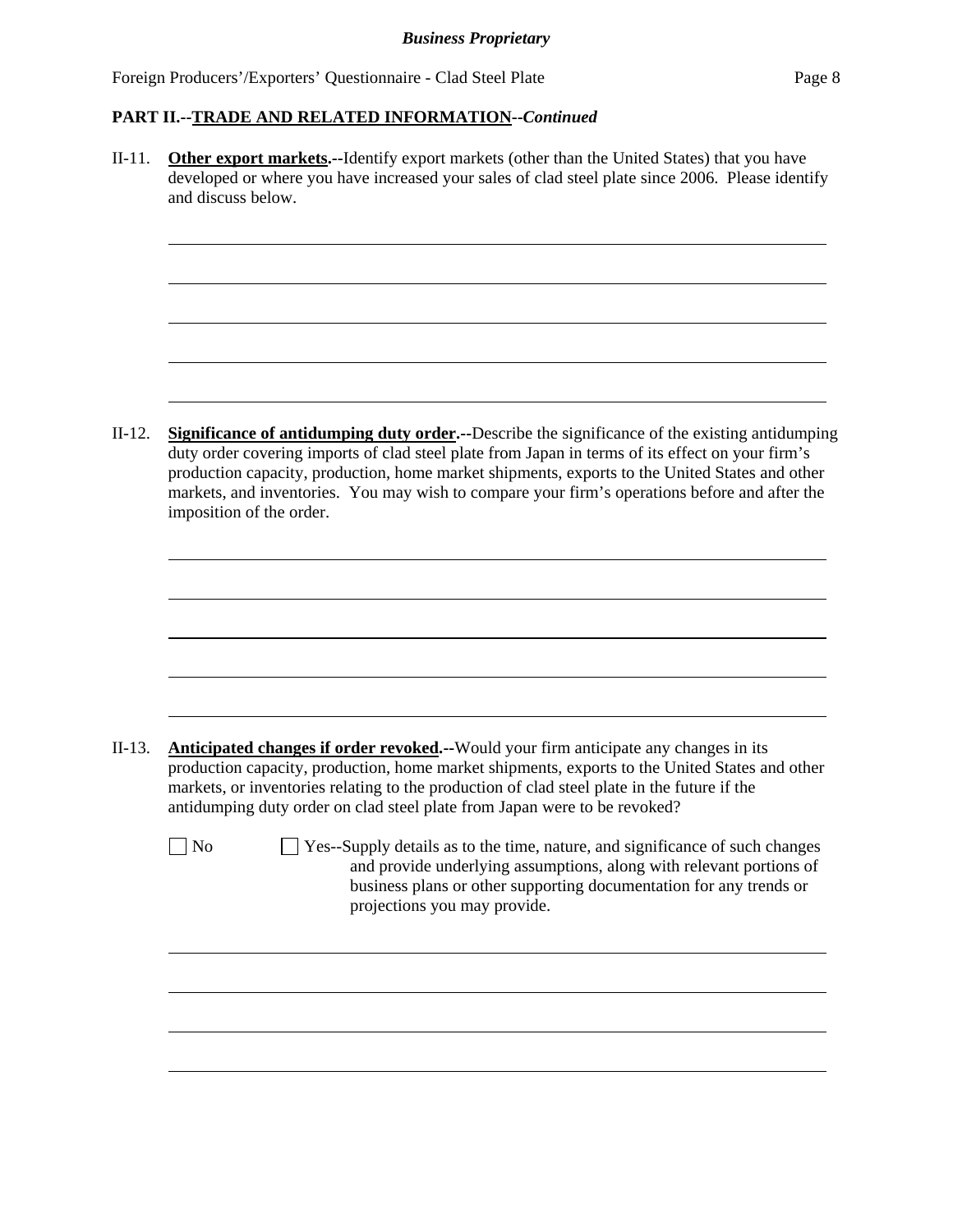**PART II.--TRADE AND RELATED INFORMATION--*Continued***

II-11. **Other export markets.--**Identify export markets (other than the United States) that you have developed or where you have increased your sales of clad steel plate since 2006. Please identify and discuss below.

II-12. **Significance of antidumping duty order.--**Describe the significance of the existing antidumping duty order covering imports of clad steel plate from Japan in terms of its effect on your firm's production capacity, production, home market shipments, exports to the United States and other markets, and inventories. You may wish to compare your firm's operations before and after the imposition of the order.

II-13. **Anticipated changes if order revoked.--**Would your firm anticipate any changes in its production capacity, production, home market shipments, exports to the United States and other markets, or inventories relating to the production of clad steel plate in the future if the antidumping duty order on clad steel plate from Japan were to be revoked?

☐ No ☐ Yes--Supply details as to the time, nature, and significance of such changes and provide underlying assumptions, along with relevant portions of business plans or other supporting documentation for any trends or projections you may provide.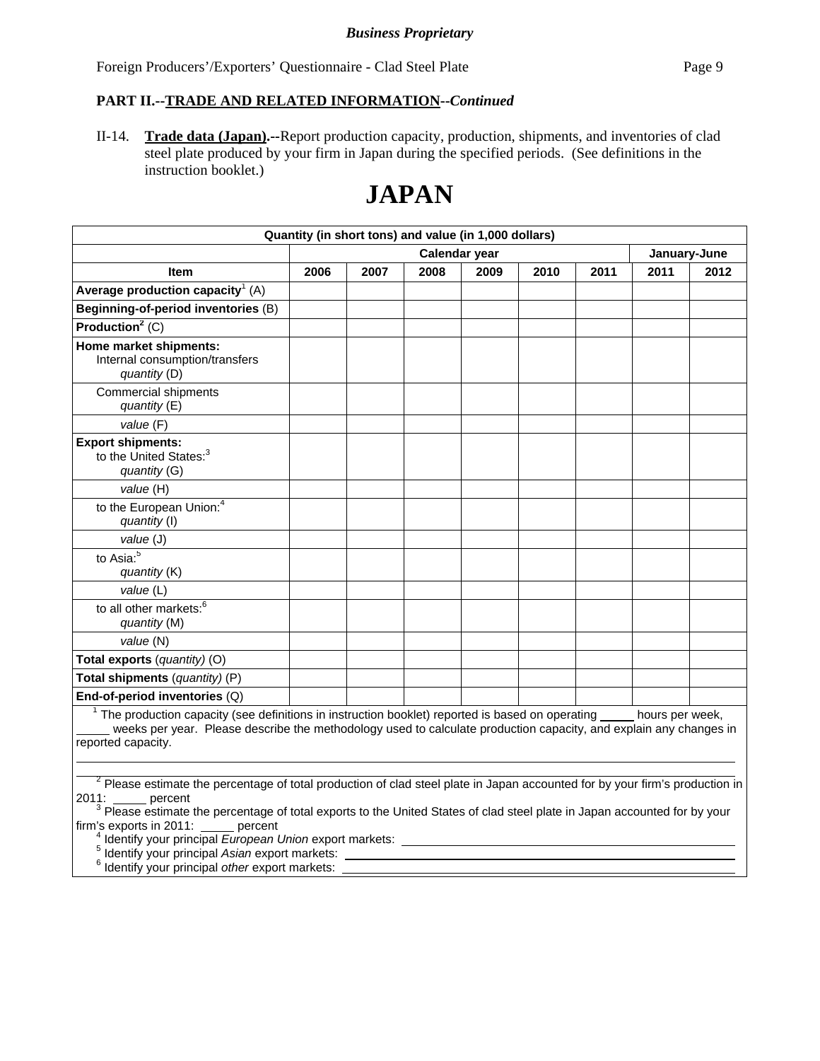**Business Proprietary**

Foreign Producers'/Exporters' Questionnaire - Clad Steel Plate

**PART II.--TRADE AND RELATED INFORMATION--*Continued***

II-14. **Trade data (Japan).--**Report production capacity, production, shipments, and inventories of clad steel plate produced by your firm in Japan during the specified periods. (See definitions in the instruction booklet.)

# JAPAN

| Quantity (in short tons) and value (in 1,000 dollars) | | | | | | | | |
|---|---|---|---|---|---|---|---|---|
| | Calendar year | | | | | | January-June | |
| **Item** | **2006** | **2007** | **2008** | **2009** | **2010** | **2011** | **2011** | **2012** |
| **Average production capacity**[1] (A) | | | | | | | | |
| **Beginning-of-period inventories** (B) | | | | | | | | |
| **Production**[2] (C) | | | | | | | | |
| **Home market shipments:** Internal consumption/transfers *quantity* (D) | | | | | | | | |
| Commercial shipments *quantity* (E) | | | | | | | | |
| *value* (F) | | | | | | | | |
| **Export shipments:** to the United States:[3] *quantity* (G) | | | | | | | | |
| *value* (H) | | | | | | | | |
| to the European Union:[4] *quantity* (I) | | | | | | | | |
| *value* (J) | | | | | | | | |
| to Asia:[5] *quantity* (K) | | | | | | | | |
| *value* (L) | | | | | | | | |
| to all other markets:[6] *quantity* (M) | | | | | | | | |
| *value* (N) | | | | | | | | |
| **Total exports** (*quantity*) (O) | | | | | | | | |
| **Total shipments** (*quantity*) (P) | | | | | | | | |
| **End-of-period inventories** (Q) | | | | | | | | |

[1] The production capacity (see definitions in instruction booklet) reported is based on operating _____ hours per week, _____ weeks per year. Please describe the methodology used to calculate production capacity, and explain any changes in reported capacity.

______________________________________________________________________________

[2] Please estimate the percentage of total production of clad steel plate in Japan accounted for by your firm's production in 2011: _____ percent

[3] Please estimate the percentage of total exports to the United States of clad steel plate in Japan accounted for by your firm's exports in 2011: _____ percent

[4] Identify your principal *European Union* export markets: ______________________

[5] Identify your principal *Asian* export markets: ______________________

[6] Identify your principal *other* export markets: ______________________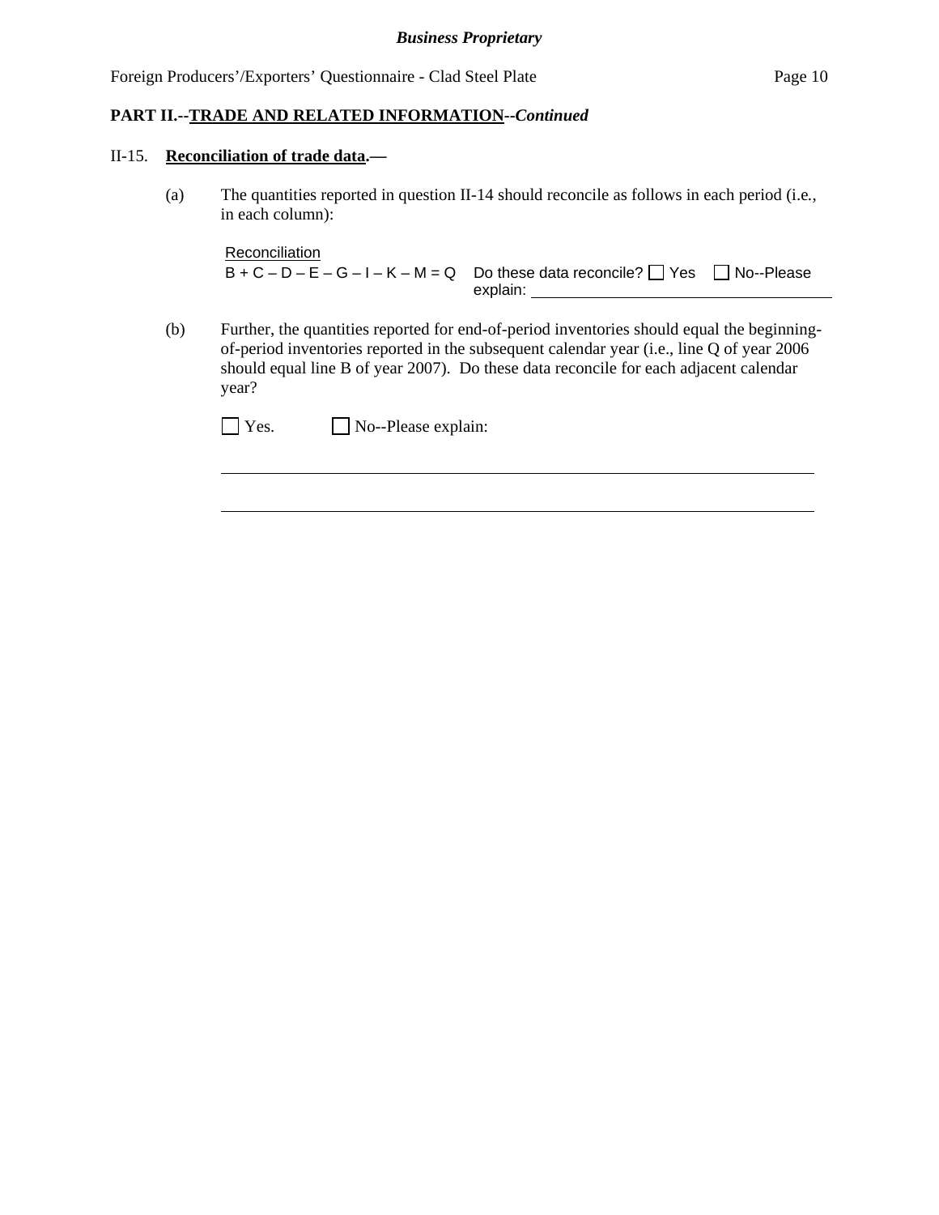**PART II.--TRADE AND RELATED INFORMATION--*Continued***

II-15. **Reconciliation of trade data.—**

(a) The quantities reported in question II-14 should reconcile as follows in each period (i.e., in each column):

Reconciliation
B + C – D – E – G – I – K – M = Q    Do these data reconcile? ☐ Yes ☐ No--Please explain: ____________________

(b) Further, the quantities reported for end-of-period inventories should equal the beginning-of-period inventories reported in the subsequent calendar year (i.e., line Q of year 2006 should equal line B of year 2007). Do these data reconcile for each adjacent calendar year?

☐ Yes.    ☐ No--Please explain:

______________________________________________________________

______________________________________________________________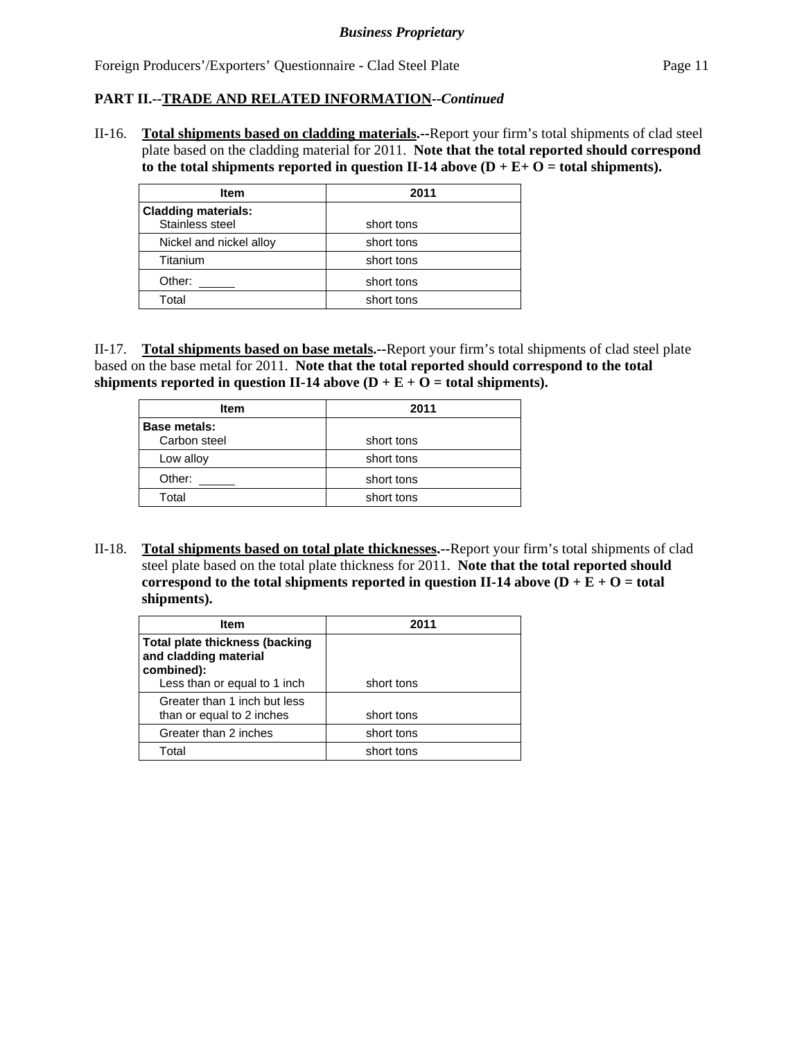**PART II.--TRADE AND RELATED INFORMATION--*Continued***

II-16. **Total shipments based on cladding materials.--**Report your firm's total shipments of clad steel plate based on the cladding material for 2011. **Note that the total reported should correspond to the total shipments reported in question II-14 above (D + E+ O = total shipments).**

| Item | 2011 |
|---|---|
| **Cladding materials:** Stainless steel | short tons |
| Nickel and nickel alloy | short tons |
| Titanium | short tons |
| Other: ______ | short tons |
| Total | short tons |

II-17. **Total shipments based on base metals.--**Report your firm's total shipments of clad steel plate based on the base metal for 2011. **Note that the total reported should correspond to the total shipments reported in question II-14 above (D + E + O = total shipments).**

| Item | 2011 |
|---|---|
| **Base metals:** Carbon steel | short tons |
| Low alloy | short tons |
| Other: ______ | short tons |
| Total | short tons |

II-18. **Total shipments based on total plate thicknesses.--**Report your firm's total shipments of clad steel plate based on the total plate thickness for 2011. **Note that the total reported should correspond to the total shipments reported in question II-14 above (D + E + O = total shipments).**

| Item | 2011 |
|---|---|
| **Total plate thickness (backing and cladding material combined):** Less than or equal to 1 inch | short tons |
| Greater than 1 inch but less than or equal to 2 inches | short tons |
| Greater than 2 inches | short tons |
| Total | short tons |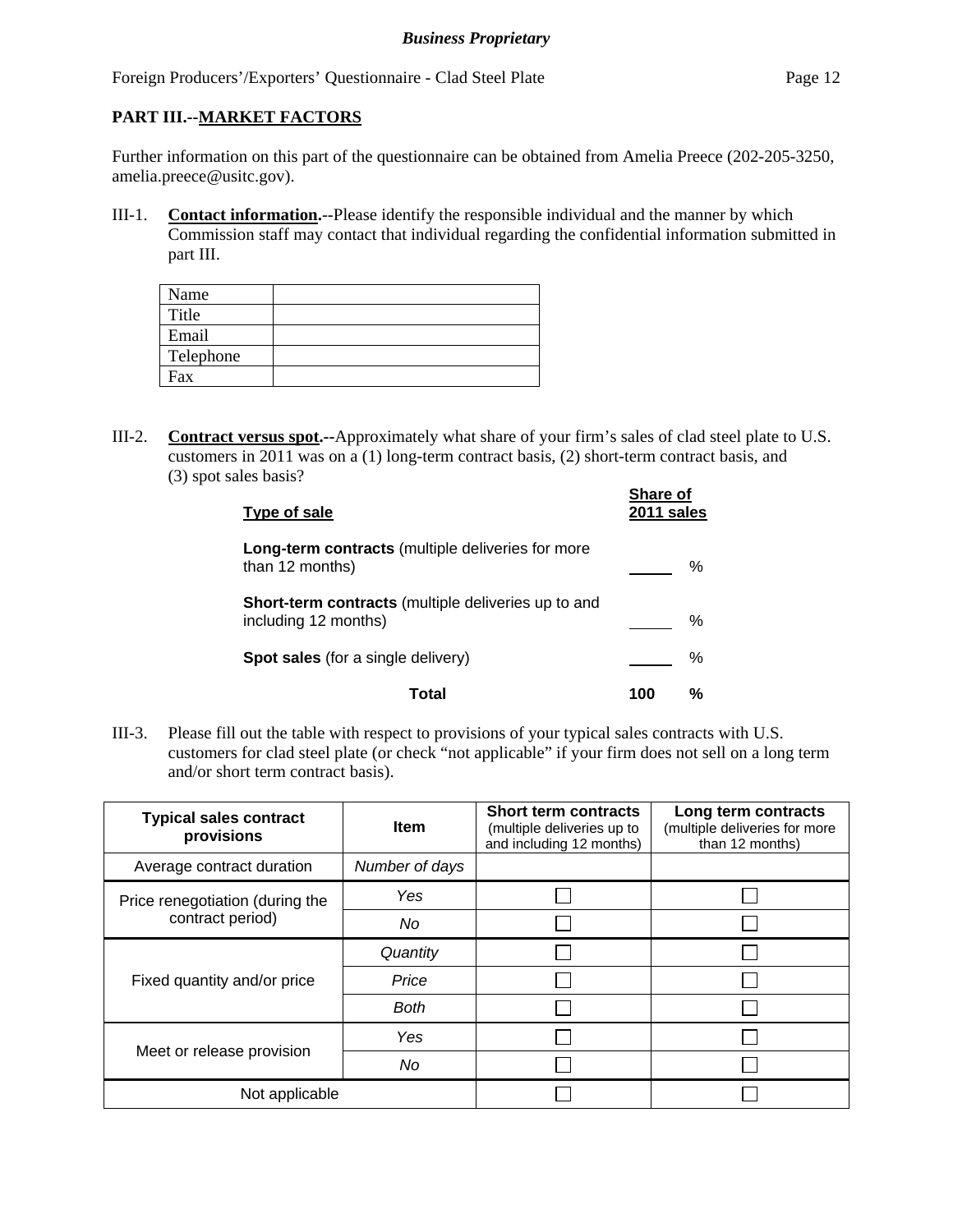**PART III.--MARKET FACTORS**

Further information on this part of the questionnaire can be obtained from Amelia Preece (202-205-3250, amelia.preece@usitc.gov).

III-1. **Contact information.**--Please identify the responsible individual and the manner by which Commission staff may contact that individual regarding the confidential information submitted in part III.

| Name | |
|---|---|
| Title | |
| Email | |
| Telephone | |
| Fax | |

III-2. **Contract versus spot.**--Approximately what share of your firm's sales of clad steel plate to U.S. customers in 2011 was on a (1) long-term contract basis, (2) short-term contract basis, and (3) spot sales basis?

| Type of sale | Share of 2011 sales |
|---|---|
| **Long-term contracts** (multiple deliveries for more than 12 months) | ____ % |
| **Short-term contracts** (multiple deliveries up to and including 12 months) | ____ % |
| **Spot sales** (for a single delivery) | ____ % |
| **Total** | **100 %** |

III-3. Please fill out the table with respect to provisions of your typical sales contracts with U.S. customers for clad steel plate (or check "not applicable" if your firm does not sell on a long term and/or short term contract basis).

| Typical sales contract provisions | Item | Short term contracts (multiple deliveries up to and including 12 months) | Long term contracts (multiple deliveries for more than 12 months) |
|---|---|---|---|
| Average contract duration | *Number of days* | | |
| Price renegotiation (during the contract period) | *Yes* | ☐ | ☐ |
| | *No* | ☐ | ☐ |
| Fixed quantity and/or price | *Quantity* | ☐ | ☐ |
| | *Price* | ☐ | ☐ |
| | *Both* | ☐ | ☐ |
| Meet or release provision | *Yes* | ☐ | ☐ |
| | *No* | ☐ | ☐ |
| Not applicable | | ☐ | ☐ |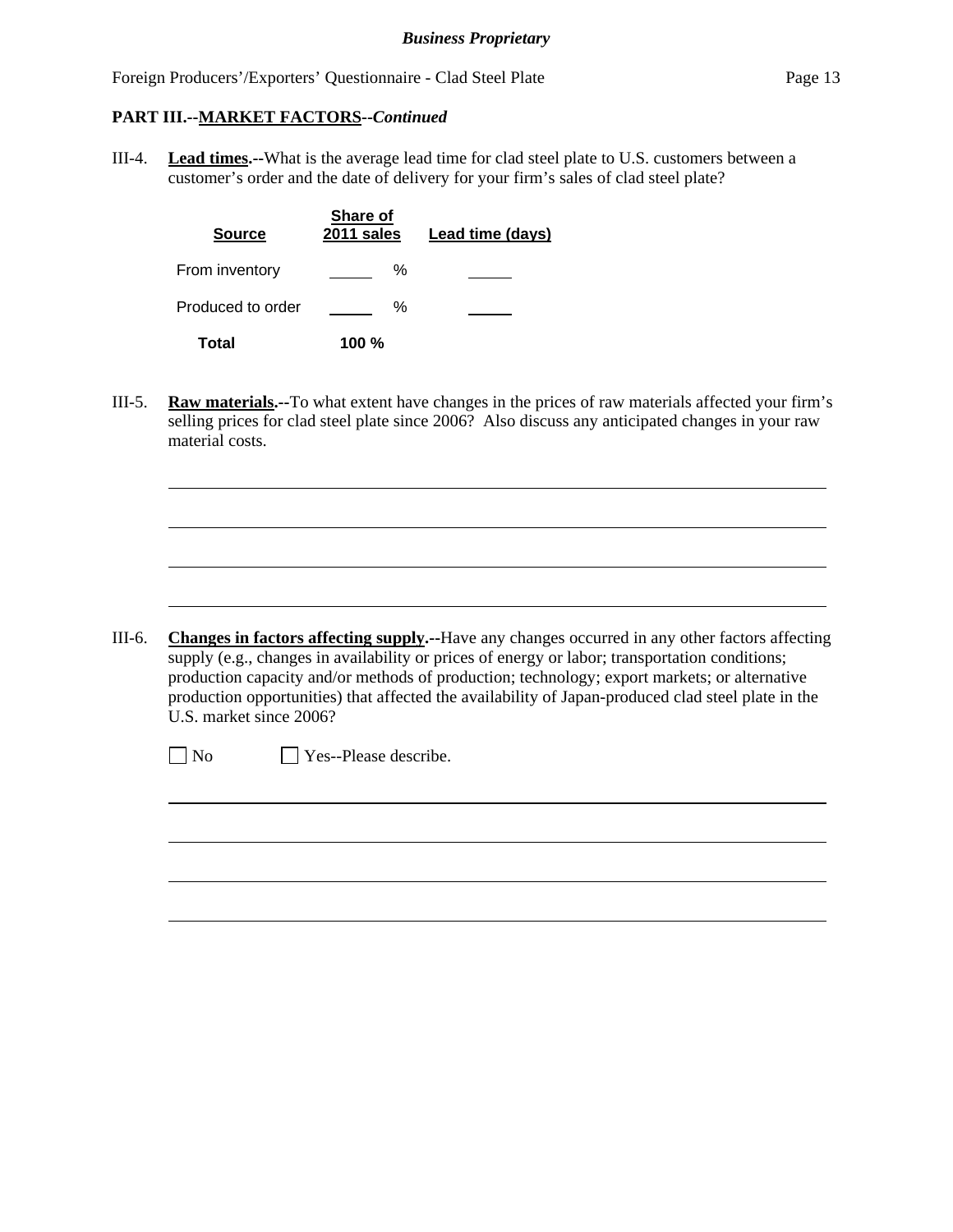**PART III.--MARKET FACTORS--*Continued***

III-4. **Lead times.--**What is the average lead time for clad steel plate to U.S. customers between a customer's order and the date of delivery for your firm's sales of clad steel plate?

| Source | Share of 2011 sales | Lead time (days) |
|---|---|---|
| From inventory | ____ % | ____ |
| Produced to order | ____ % | ____ |
| **Total** | **100 %** | |

III-5. **Raw materials.--**To what extent have changes in the prices of raw materials affected your firm's selling prices for clad steel plate since 2006? Also discuss any anticipated changes in your raw material costs.

______________________________________________________________________

______________________________________________________________________

______________________________________________________________________

______________________________________________________________________

III-6. **Changes in factors affecting supply.--**Have any changes occurred in any other factors affecting supply (e.g., changes in availability or prices of energy or labor; transportation conditions; production capacity and/or methods of production; technology; export markets; or alternative production opportunities) that affected the availability of Japan-produced clad steel plate in the U.S. market since 2006?

☐ No ☐ Yes--Please describe.

______________________________________________________________________

______________________________________________________________________

______________________________________________________________________

______________________________________________________________________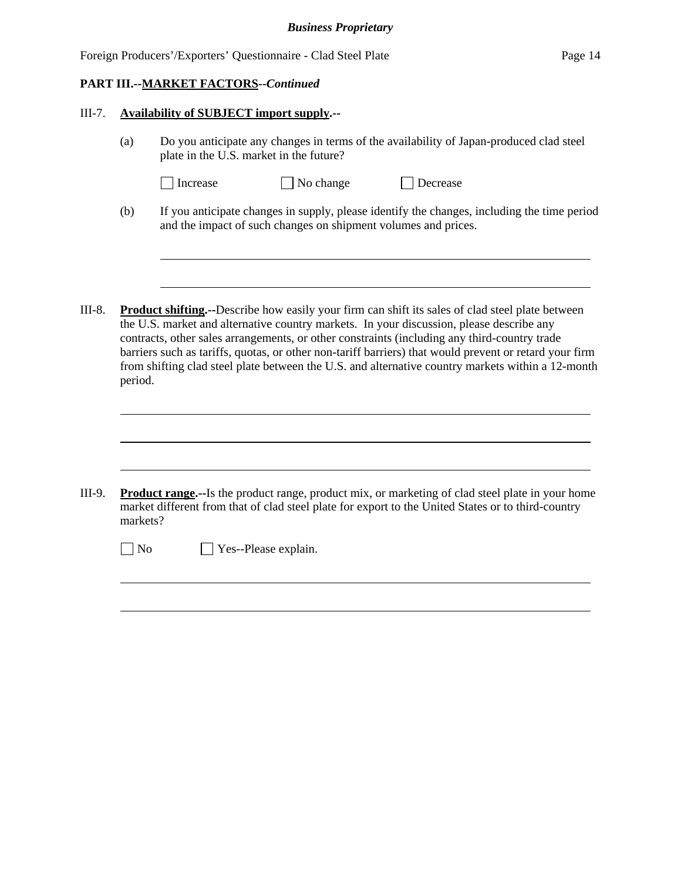**PART III.--MARKET FACTORS--*Continued***

III-7. **Availability of SUBJECT import supply.--**

(a) Do you anticipate any changes in terms of the availability of Japan-produced clad steel plate in the U.S. market in the future?

☐ Increase ☐ No change ☐ Decrease

(b) If you anticipate changes in supply, please identify the changes, including the time period and the impact of such changes on shipment volumes and prices.

---

---

III-8. **Product shifting.--**Describe how easily your firm can shift its sales of clad steel plate between the U.S. market and alternative country markets. In your discussion, please describe any contracts, other sales arrangements, or other constraints (including any third-country trade barriers such as tariffs, quotas, or other non-tariff barriers) that would prevent or retard your firm from shifting clad steel plate between the U.S. and alternative country markets within a 12-month period.

---

---

---

III-9. **Product range.--**Is the product range, product mix, or marketing of clad steel plate in your home market different from that of clad steel plate for export to the United States or to third-country markets?

☐ No ☐ Yes--Please explain.

---

---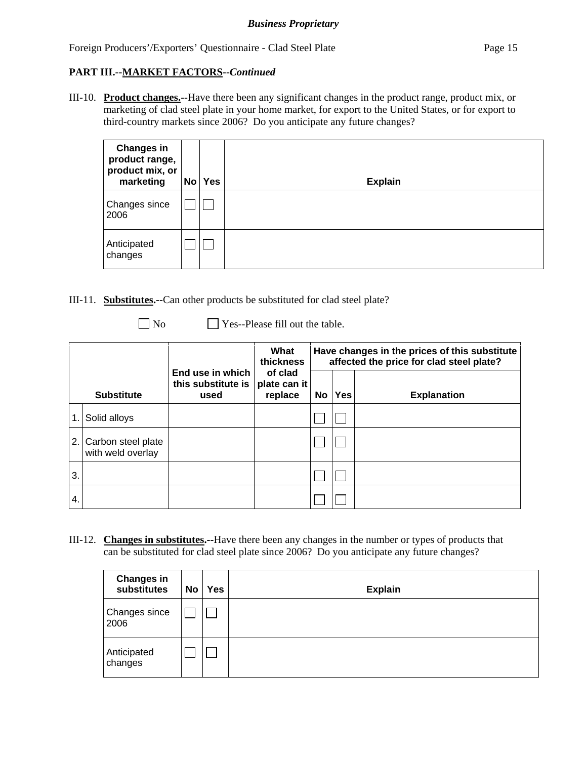**PART III.--MARKET FACTORS--*Continued***

III-10. **Product changes.**--Have there been any significant changes in the product range, product mix, or marketing of clad steel plate in your home market, for export to the United States, or for export to third-country markets since 2006? Do you anticipate any future changes?

| Changes in product range, product mix, or marketing | No | Yes | Explain |
|---|---|---|---|
| Changes since 2006 | ☐ | ☐ | |
| Anticipated changes | ☐ | ☐ | |

III-11. **Substitutes.**--Can other products be substituted for clad steel plate?

☐ No ☐ Yes--Please fill out the table.

| | Substitute | End use in which this substitute is used | What thickness of clad plate can it replace | Have changes in the prices of this substitute affected the price for clad steel plate? | | |
|---|---|---|---|---|---|---|
| | | | | No | Yes | Explanation |
| 1. | Solid alloys | | | ☐ | ☐ | |
| 2. | Carbon steel plate with weld overlay | | | ☐ | ☐ | |
| 3. | | | | ☐ | ☐ | |
| 4. | | | | ☐ | ☐ | |

III-12. **Changes in substitutes.**--Have there been any changes in the number or types of products that can be substituted for clad steel plate since 2006? Do you anticipate any future changes?

| Changes in substitutes | No | Yes | Explain |
|---|---|---|---|
| Changes since 2006 | ☐ | ☐ | |
| Anticipated changes | ☐ | ☐ | |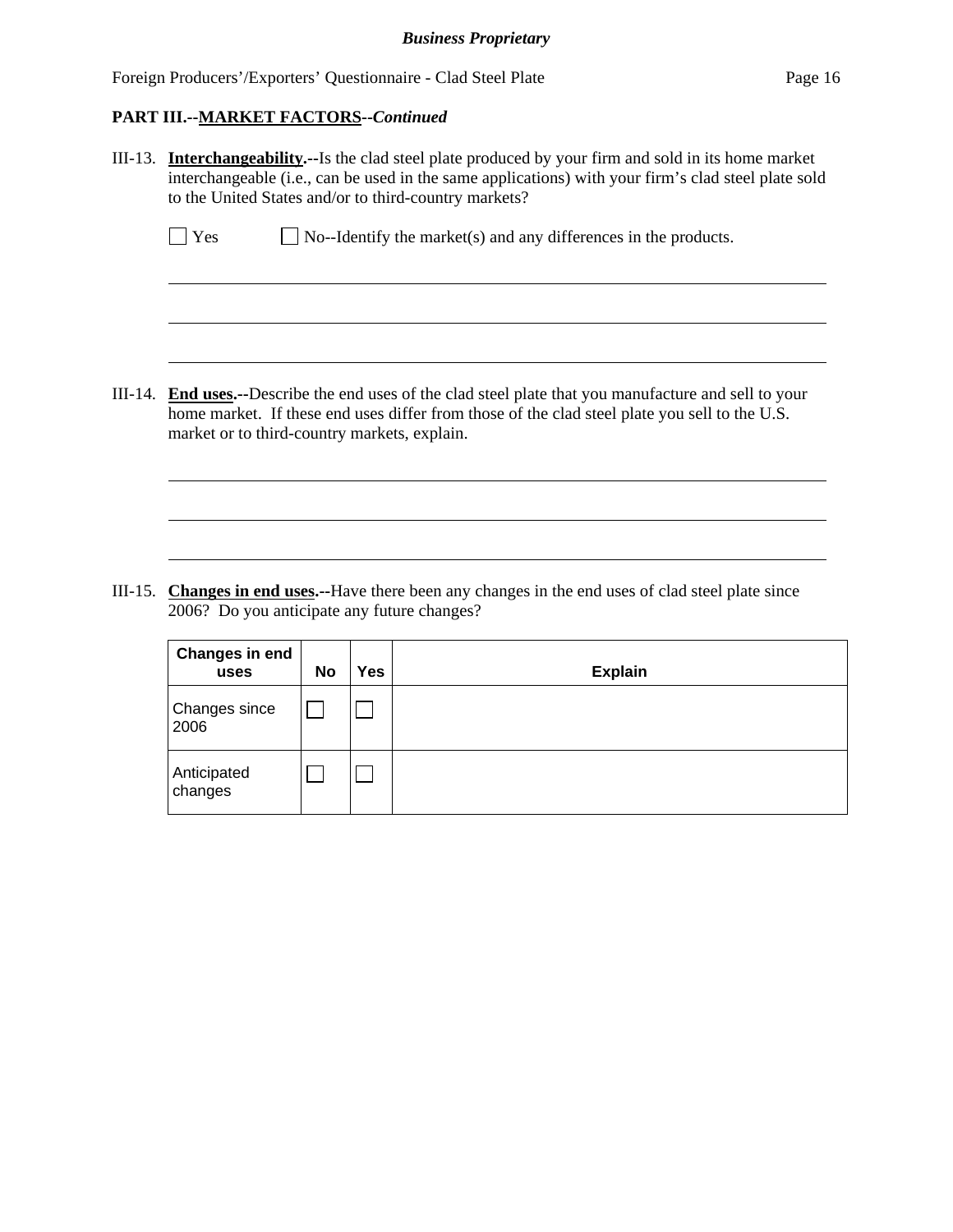**PART III.--MARKET FACTORS--*Continued***

III-13. **Interchangeability.--**Is the clad steel plate produced by your firm and sold in its home market interchangeable (i.e., can be used in the same applications) with your firm's clad steel plate sold to the United States and/or to third-country markets?

☐ Yes ☐ No--Identify the market(s) and any differences in the products.

\_\_\_\_\_\_\_\_\_\_\_\_\_\_\_\_\_\_\_\_\_\_\_\_\_\_\_\_\_\_\_\_\_\_\_\_\_\_\_\_\_\_\_\_\_\_\_\_\_\_\_\_\_\_\_\_\_\_\_\_

\_\_\_\_\_\_\_\_\_\_\_\_\_\_\_\_\_\_\_\_\_\_\_\_\_\_\_\_\_\_\_\_\_\_\_\_\_\_\_\_\_\_\_\_\_\_\_\_\_\_\_\_\_\_\_\_\_\_\_\_

\_\_\_\_\_\_\_\_\_\_\_\_\_\_\_\_\_\_\_\_\_\_\_\_\_\_\_\_\_\_\_\_\_\_\_\_\_\_\_\_\_\_\_\_\_\_\_\_\_\_\_\_\_\_\_\_\_\_\_\_

III-14. **End uses.--**Describe the end uses of the clad steel plate that you manufacture and sell to your home market. If these end uses differ from those of the clad steel plate you sell to the U.S. market or to third-country markets, explain.

\_\_\_\_\_\_\_\_\_\_\_\_\_\_\_\_\_\_\_\_\_\_\_\_\_\_\_\_\_\_\_\_\_\_\_\_\_\_\_\_\_\_\_\_\_\_\_\_\_\_\_\_\_\_\_\_\_\_\_\_

\_\_\_\_\_\_\_\_\_\_\_\_\_\_\_\_\_\_\_\_\_\_\_\_\_\_\_\_\_\_\_\_\_\_\_\_\_\_\_\_\_\_\_\_\_\_\_\_\_\_\_\_\_\_\_\_\_\_\_\_

\_\_\_\_\_\_\_\_\_\_\_\_\_\_\_\_\_\_\_\_\_\_\_\_\_\_\_\_\_\_\_\_\_\_\_\_\_\_\_\_\_\_\_\_\_\_\_\_\_\_\_\_\_\_\_\_\_\_\_\_

III-15. **Changes in end uses.--**Have there been any changes in the end uses of clad steel plate since 2006? Do you anticipate any future changes?

| Changes in end uses | No | Yes | Explain |
|---|---|---|---|
| Changes since 2006 | ☐ | ☐ | |
| Anticipated changes | ☐ | ☐ | |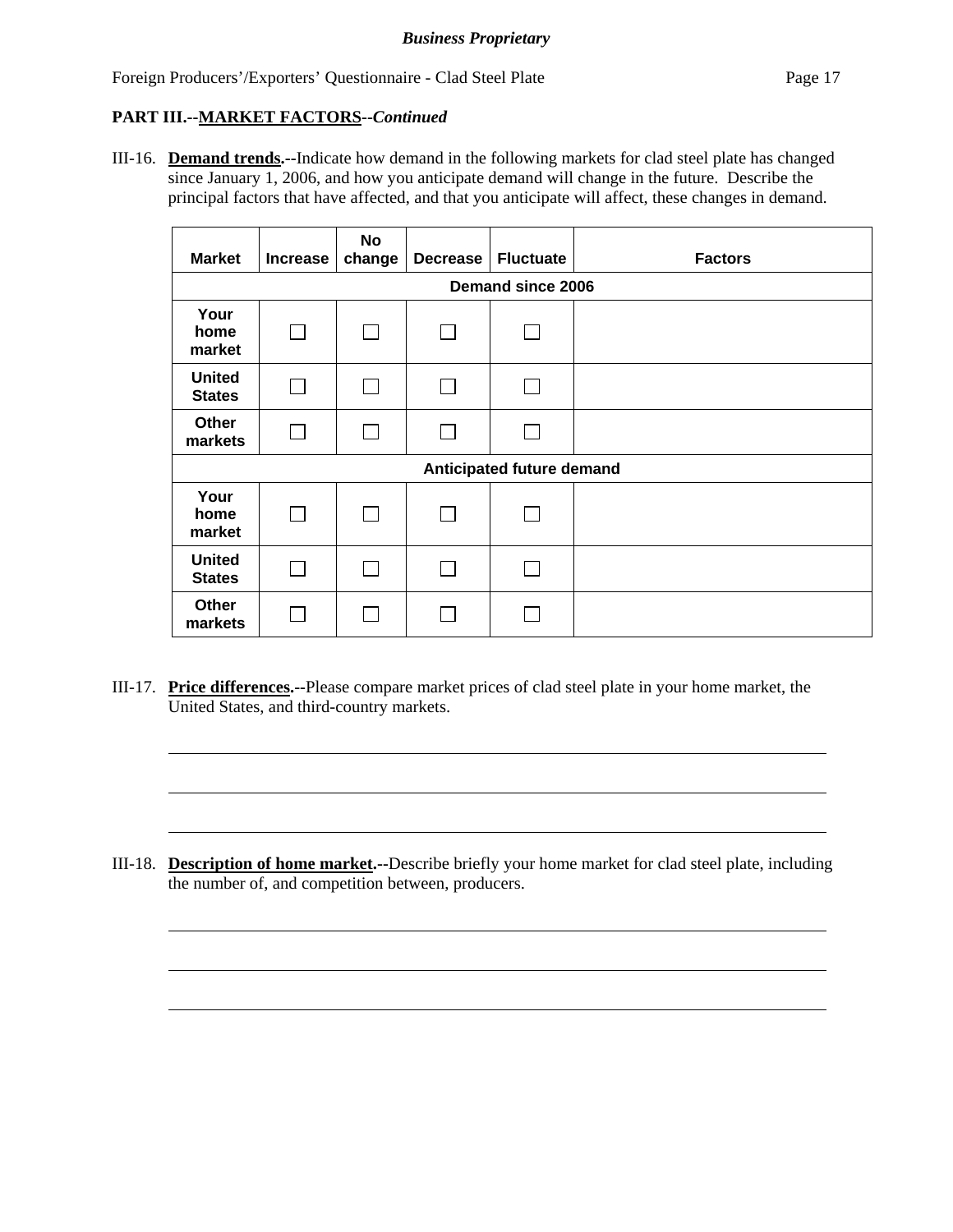**PART III.--MARKET FACTORS--*Continued***

III-16. **Demand trends.--**Indicate how demand in the following markets for clad steel plate has changed since January 1, 2006, and how you anticipate demand will change in the future. Describe the principal factors that have affected, and that you anticipate will affect, these changes in demand.

| Market | Increase | No change | Decrease | Fluctuate | Factors |
|---|---|---|---|---|---|
| **Demand since 2006** | | | | | |
| Your home market | ☐ | ☐ | ☐ | ☐ | |
| United States | ☐ | ☐ | ☐ | ☐ | |
| Other markets | ☐ | ☐ | ☐ | ☐ | |
| **Anticipated future demand** | | | | | |
| Your home market | ☐ | ☐ | ☐ | ☐ | |
| United States | ☐ | ☐ | ☐ | ☐ | |
| Other markets | ☐ | ☐ | ☐ | ☐ | |

III-17. **Price differences.--**Please compare market prices of clad steel plate in your home market, the United States, and third-country markets.

______________________________________________________________________

______________________________________________________________________

______________________________________________________________________

III-18. **Description of home market.--**Describe briefly your home market for clad steel plate, including the number of, and competition between, producers.

______________________________________________________________________

______________________________________________________________________

______________________________________________________________________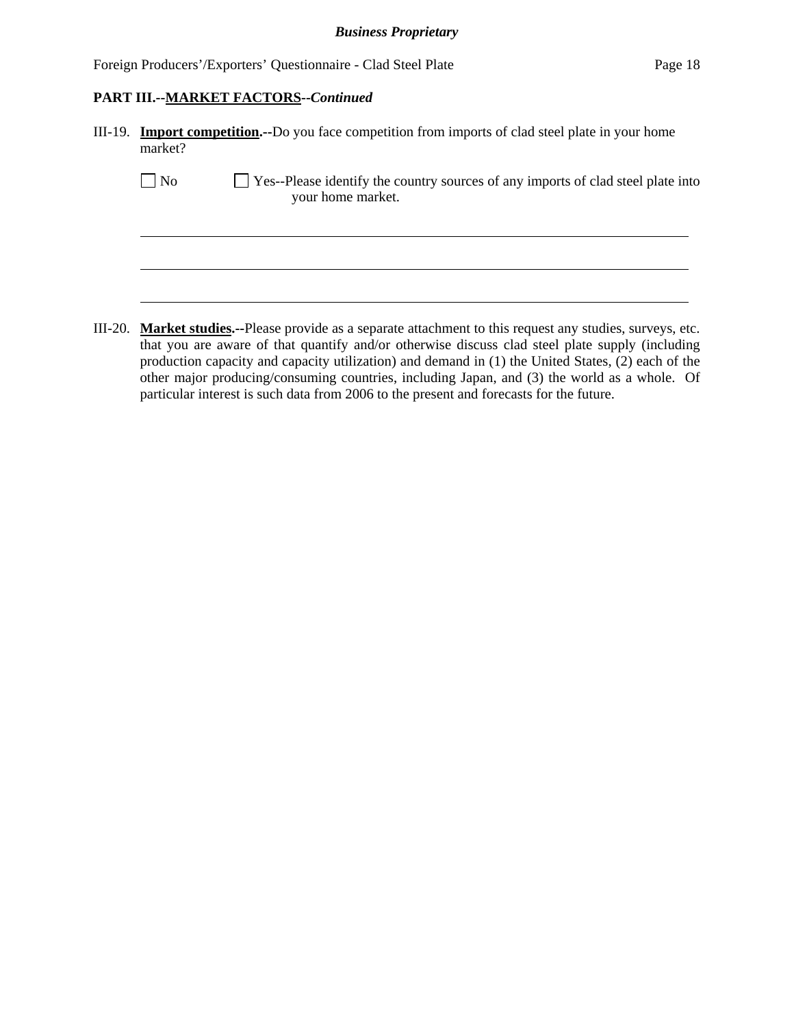## PART III.--MARKET FACTORS--*Continued*

III-19. **Import competition.--**Do you face competition from imports of clad steel plate in your home market?

☐ No ☐ Yes--Please identify the country sources of any imports of clad steel plate into your home market.

\_\_\_\_\_\_\_\_\_\_\_\_\_\_\_\_\_\_\_\_\_\_\_\_\_\_\_\_\_\_\_\_\_\_\_\_\_\_\_\_\_\_\_\_\_\_\_\_\_\_\_\_\_\_\_\_\_\_\_\_\_\_\_\_\_\_\_\_\_\_\_\_\_\_\_\_

\_\_\_\_\_\_\_\_\_\_\_\_\_\_\_\_\_\_\_\_\_\_\_\_\_\_\_\_\_\_\_\_\_\_\_\_\_\_\_\_\_\_\_\_\_\_\_\_\_\_\_\_\_\_\_\_\_\_\_\_\_\_\_\_\_\_\_\_\_\_\_\_\_\_\_\_

\_\_\_\_\_\_\_\_\_\_\_\_\_\_\_\_\_\_\_\_\_\_\_\_\_\_\_\_\_\_\_\_\_\_\_\_\_\_\_\_\_\_\_\_\_\_\_\_\_\_\_\_\_\_\_\_\_\_\_\_\_\_\_\_\_\_\_\_\_\_\_\_\_\_\_\_

III-20. **Market studies.--**Please provide as a separate attachment to this request any studies, surveys, etc. that you are aware of that quantify and/or otherwise discuss clad steel plate supply (including production capacity and capacity utilization) and demand in (1) the United States, (2) each of the other major producing/consuming countries, including Japan, and (3) the world as a whole. Of particular interest is such data from 2006 to the present and forecasts for the future.